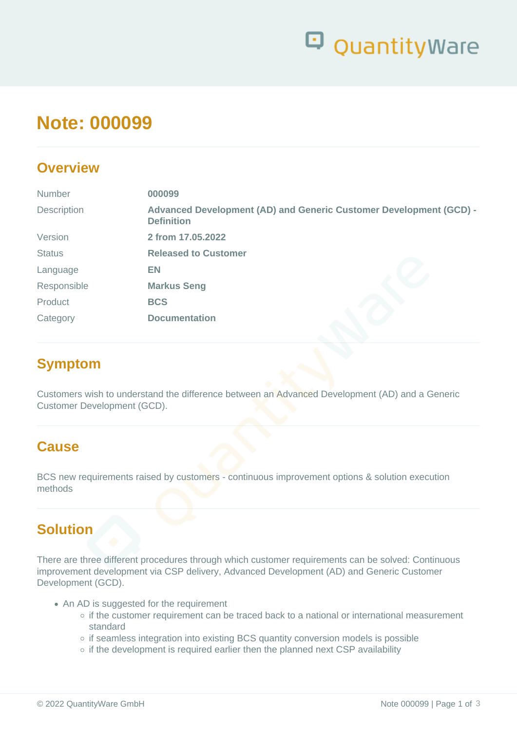# Note: 000099

## Overview

| | |
|---|---|
| Number | **000099** |
| Description | **Advanced Development (AD) and Generic Customer Development (GCD) - Definition** |
| Version | **2 from 17.05.2022** |
| Status | **Released to Customer** |
| Language | **EN** |
| Responsible | **Markus Seng** |
| Product | **BCS** |
| Category | **Documentation** |

## Symptom

Customers wish to understand the difference between an Advanced Development (AD) and a Generic Customer Development (GCD).

## Cause

BCS new requirements raised by customers - continuous improvement options & solution execution methods

## Solution

There are three different procedures through which customer requirements can be solved: Continuous improvement development via CSP delivery, Advanced Development (AD) and Generic Customer Development (GCD).

- An AD is suggested for the requirement
  - if the customer requirement can be traced back to a national or international measurement standard
  - if seamless integration into existing BCS quantity conversion models is possible
  - if the development is required earlier then the planned next CSP availability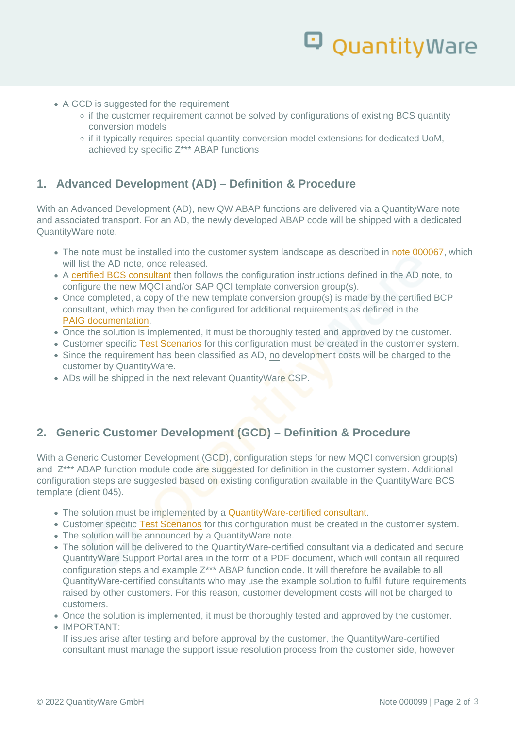- A GCD is suggested for the requirement
  - if the customer requirement cannot be solved by configurations of existing BCS quantity conversion models
  - if it typically requires special quantity conversion model extensions for dedicated UoM, achieved by specific Z*** ABAP functions

## 1. Advanced Development (AD) – Definition & Procedure

With an Advanced Development (AD), new QW ABAP functions are delivered via a QuantityWare note and associated transport. For an AD, the newly developed ABAP code will be shipped with a dedicated QuantityWare note.

- The note must be installed into the customer system landscape as described in note 000067, which will list the AD note, once released.
- A certified BCS consultant then follows the configuration instructions defined in the AD note, to configure the new MQCI and/or SAP QCI template conversion group(s).
- Once completed, a copy of the new template conversion group(s) is made by the certified BCP consultant, which may then be configured for additional requirements as defined in the PAIG documentation.
- Once the solution is implemented, it must be thoroughly tested and approved by the customer.
- Customer specific Test Scenarios for this configuration must be created in the customer system.
- Since the requirement has been classified as AD, no development costs will be charged to the customer by QuantityWare.
- ADs will be shipped in the next relevant QuantityWare CSP.

## 2. Generic Customer Development (GCD) – Definition & Procedure

With a Generic Customer Development (GCD), configuration steps for new MQCI conversion group(s) and Z*** ABAP function module code are suggested for definition in the customer system. Additional configuration steps are suggested based on existing configuration available in the QuantityWare BCS template (client 045).

- The solution must be implemented by a QuantityWare-certified consultant.
- Customer specific Test Scenarios for this configuration must be created in the customer system.
- The solution will be announced by a QuantityWare note.
- The solution will be delivered to the QuantityWare-certified consultant via a dedicated and secure QuantityWare Support Portal area in the form of a PDF document, which will contain all required configuration steps and example Z*** ABAP function code. It will therefore be available to all QuantityWare-certified consultants who may use the example solution to fulfill future requirements raised by other customers. For this reason, customer development costs will not be charged to customers.
- Once the solution is implemented, it must be thoroughly tested and approved by the customer.
- IMPORTANT:  
  If issues arise after testing and before approval by the customer, the QuantityWare-certified consultant must manage the support issue resolution process from the customer side, however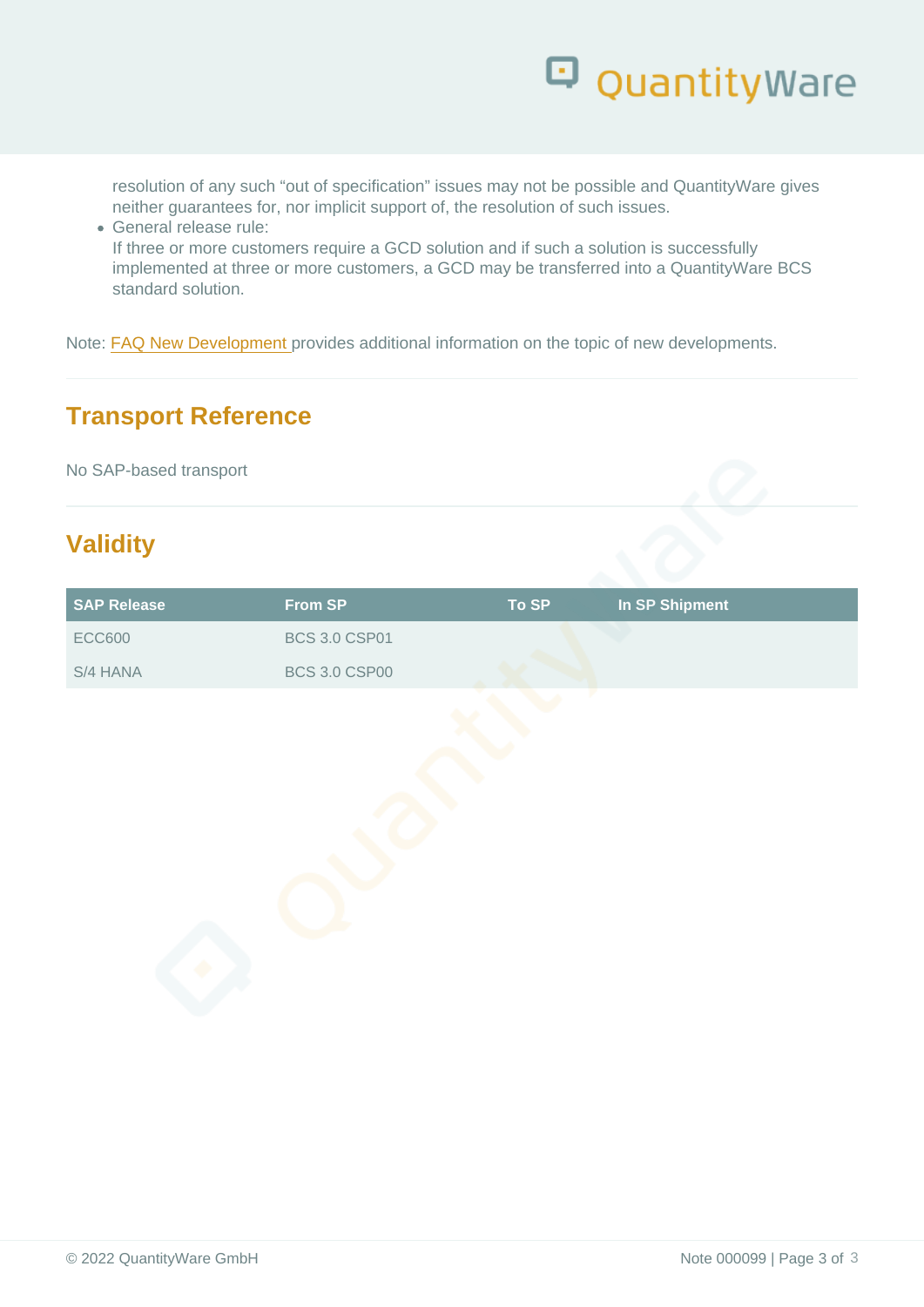resolution of any such "out of specification" issues may not be possible and QuantityWare gives neither guarantees for, nor implicit support of, the resolution of such issues.

- General release rule:
  If three or more customers require a GCD solution and if such a solution is successfully implemented at three or more customers, a GCD may be transferred into a QuantityWare BCS standard solution.

Note: FAQ New Development provides additional information on the topic of new developments.

## Transport Reference

No SAP-based transport

## Validity

| SAP Release | From SP | To SP | In SP Shipment |
|---|---|---|---|
| ECC600 | BCS 3.0 CSP01 | | |
| S/4 HANA | BCS 3.0 CSP00 | | |